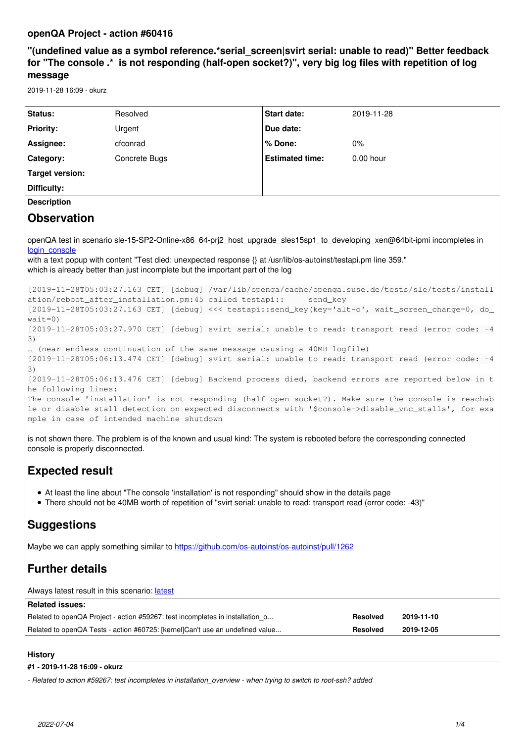## openQA Project - action #60416

## "(undefined value as a symbol reference.*serial_screen|svirt serial: unable to read)" Better feedback for "The console .* is not responding (half-open socket?)", very big log files with repetition of log message

2019-11-28 16:09 - okurz

| Status: | Resolved | Start date: | 2019-11-28 |
|---|---|---|---|
| Priority: | Urgent | Due date: | |
| Assignee: | cfconrad | % Done: | 0% |
| Category: | Concrete Bugs | Estimated time: | 0.00 hour |
| Target version: | | | |
| Difficulty: | | | |

**Description**

# Observation

openQA test in scenario sle-15-SP2-Online-x86_64-prj2_host_upgrade_sles15sp1_to_developing_xen@64bit-ipmi incompletes in login_console
with a text popup with content "Test died: unexpected response {} at /usr/lib/os-autoinst/testapi.pm line 359."
which is already better than just incomplete but the important part of the log

```
[2019-11-28T05:03:27.163 CET] [debug] /var/lib/openqa/cache/openqa.suse.de/tests/sle/tests/installation/reboot_after_installation.pm:45 called testapi::     send_key
[2019-11-28T05:03:27.163 CET] [debug] <<< testapi::send_key(key='alt-o', wait_screen_change=0, do_wait=0)
[2019-11-28T05:03:27.970 CET] [debug] svirt serial: unable to read: transport read (error code: -43)
… (near endless continuation of the same message causing a 40MB logfile)
[2019-11-28T05:06:13.474 CET] [debug] svirt serial: unable to read: transport read (error code: -43)
[2019-11-28T05:06:13.476 CET] [debug] Backend process died, backend errors are reported below in the following lines:
The console 'installation' is not responding (half-open socket?). Make sure the console is reachable or disable stall detection on expected disconnects with '$console->disable_vnc_stalls', for example in case of intended machine shutdown
```

is not shown there. The problem is of the known and usual kind: The system is rebooted before the corresponding connected console is properly disconnected.

# Expected result

- At least the line about "The console 'installation' is not responding" should show in the details page
- There should not be 40MB worth of repetition of "svirt serial: unable to read: transport read (error code: -43)"

# Suggestions

Maybe we can apply something similar to https://github.com/os-autoinst/os-autoinst/pull/1262

# Further details

Always latest result in this scenario: latest

**Related issues:**

| | | |
|---|---|---|
| Related to openQA Project - action #59267: test incompletes in installation_o... | Resolved | 2019-11-10 |
| Related to openQA Tests - action #60725: [kernel]Can't use an undefined value... | Resolved | 2019-12-05 |

### History

**#1 - 2019-11-28 16:09 - okurz**

*- Related to action #59267: test incompletes in installation_overview - when trying to switch to root-ssh? added*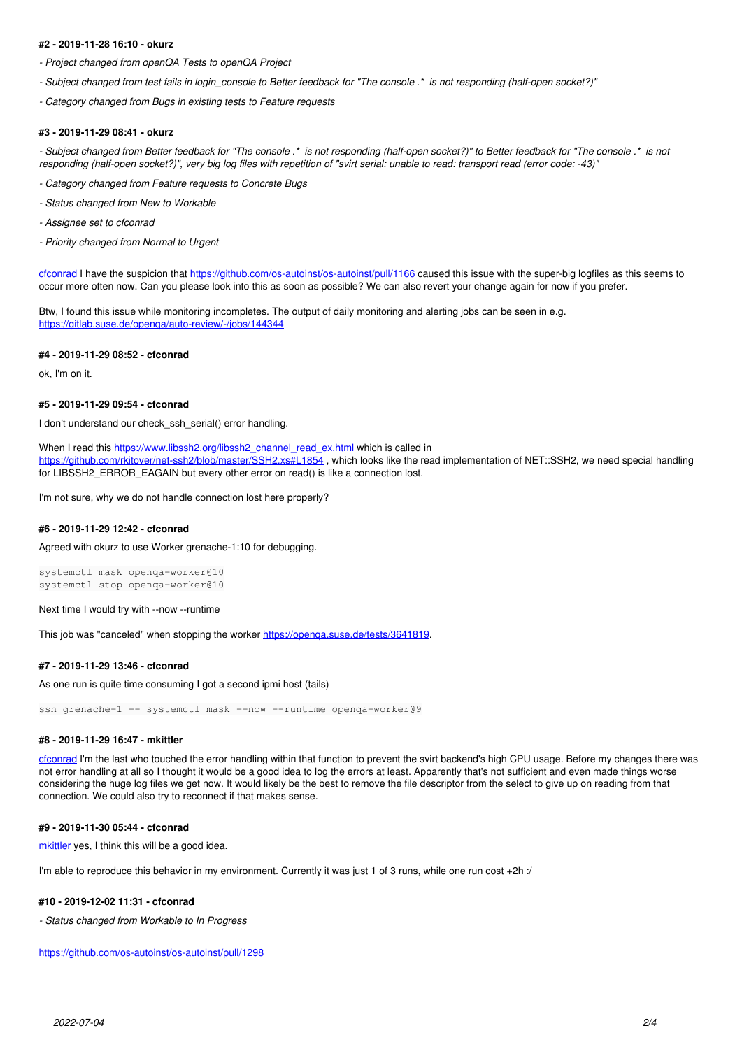#### #2 - 2019-11-28 16:10 - okurz

- *Project changed from openQA Tests to openQA Project*
- *Subject changed from test fails in login_console to Better feedback for "The console .* is not responding (half-open socket?)"*
- *Category changed from Bugs in existing tests to Feature requests*

#### #3 - 2019-11-29 08:41 - okurz

- *Subject changed from Better feedback for "The console .* is not responding (half-open socket?)" to Better feedback for "The console .* is not responding (half-open socket?)", very big log files with repetition of "svirt serial: unable to read: transport read (error code: -43)"*
- *Category changed from Feature requests to Concrete Bugs*
- *Status changed from New to Workable*
- *Assignee set to cfconrad*
- *Priority changed from Normal to Urgent*

[cfconrad](#) I have the suspicion that [https://github.com/os-autoinst/os-autoinst/pull/1166](https://github.com/os-autoinst/os-autoinst/pull/1166) caused this issue with the super-big logfiles as this seems to occur more often now. Can you please look into this as soon as possible? We can also revert your change again for now if you prefer.

Btw, I found this issue while monitoring incompletes. The output of daily monitoring and alerting jobs can be seen in e.g. [https://gitlab.suse.de/openqa/auto-review/-/jobs/144344](https://gitlab.suse.de/openqa/auto-review/-/jobs/144344)

#### #4 - 2019-11-29 08:52 - cfconrad

ok, I'm on it.

#### #5 - 2019-11-29 09:54 - cfconrad

I don't understand our check_ssh_serial() error handling.

When I read this [https://www.libssh2.org/libssh2_channel_read_ex.html](https://www.libssh2.org/libssh2_channel_read_ex.html) which is called in [https://github.com/rkitover/net-ssh2/blob/master/SSH2.xs#L1854](https://github.com/rkitover/net-ssh2/blob/master/SSH2.xs#L1854) , which looks like the read implementation of NET::SSH2, we need special handling for LIBSSH2_ERROR_EAGAIN but every other error on read() is like a connection lost.

I'm not sure, why we do not handle connection lost here properly?

#### #6 - 2019-11-29 12:42 - cfconrad

Agreed with okurz to use Worker grenache-1:10 for debugging.

```
systemctl mask openqa-worker@10
systemctl stop openqa-worker@10
```

Next time I would try with --now --runtime

This job was "canceled" when stopping the worker [https://openqa.suse.de/tests/3641819](https://openqa.suse.de/tests/3641819).

#### #7 - 2019-11-29 13:46 - cfconrad

As one run is quite time consuming I got a second ipmi host (tails)

```
ssh grenache-1 -- systemctl mask --now --runtime openqa-worker@9
```

#### #8 - 2019-11-29 16:47 - mkittler

[cfconrad](#) I'm the last who touched the error handling within that function to prevent the svirt backend's high CPU usage. Before my changes there was not error handling at all so I thought it would be a good idea to log the errors at least. Apparently that's not sufficient and even made things worse considering the huge log files we get now. It would likely be the best to remove the file descriptor from the select to give up on reading from that connection. We could also try to reconnect if that makes sense.

#### #9 - 2019-11-30 05:44 - cfconrad

[mkittler](#) yes, I think this will be a good idea.

I'm able to reproduce this behavior in my environment. Currently it was just 1 of 3 runs, while one run cost +2h :/

#### #10 - 2019-12-02 11:31 - cfconrad

- *Status changed from Workable to In Progress*

[https://github.com/os-autoinst/os-autoinst/pull/1298](https://github.com/os-autoinst/os-autoinst/pull/1298)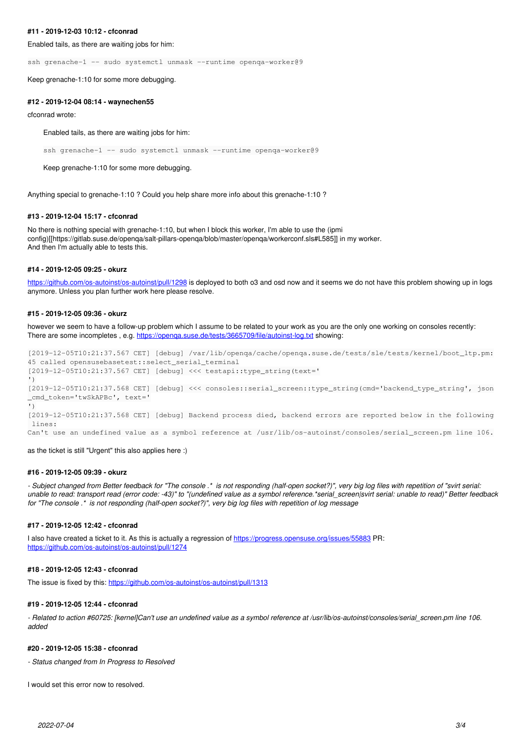#### #11 - 2019-12-03 10:12 - cfconrad

Enabled tails, as there are waiting jobs for him:

```
ssh grenache-1 -- sudo systemctl unmask --runtime openqa-worker@9
```

Keep grenache-1:10 for some more debugging.

#### #12 - 2019-12-04 08:14 - waynechen55

cfconrad wrote:

> Enabled tails, as there are waiting jobs for him:
>
> ```
> ssh grenache-1 -- sudo systemctl unmask --runtime openqa-worker@9
> ```
>
> Keep grenache-1:10 for some more debugging.

Anything special to grenache-1:10 ? Could you help share more info about this grenache-1:10 ?

#### #13 - 2019-12-04 15:17 - cfconrad

No there is nothing special with grenache-1:10, but when I block this worker, I'm able to use the (ipmi config)[[https://gitlab.suse.de/openqa/salt-pillars-openqa/blob/master/openqa/workerconf.sls#L585]] in my worker.
And then I'm actually able to tests this.

#### #14 - 2019-12-05 09:25 - okurz

https://github.com/os-autoinst/os-autoinst/pull/1298 is deployed to both o3 and osd now and it seems we do not have this problem showing up in logs anymore. Unless you plan further work here please resolve.

#### #15 - 2019-12-05 09:36 - okurz

however we seem to have a follow-up problem which I assume to be related to your work as you are the only one working on consoles recently:
There are some incompletes , e.g. https://openqa.suse.de/tests/3665709/file/autoinst-log.txt showing:

```
[2019-12-05T10:21:37.567 CET] [debug] /var/lib/openqa/cache/openqa.suse.de/tests/sle/tests/kernel/boot_ltp.pm:
45 called opensusebasetest::select_serial_terminal
[2019-12-05T10:21:37.567 CET] [debug] <<< testapi::type_string(text='
')
[2019-12-05T10:21:37.568 CET] [debug] <<< consoles::serial_screen::type_string(cmd='backend_type_string', json
_cmd_token='twSkAPBc', text='
')
[2019-12-05T10:21:37.568 CET] [debug] Backend process died, backend errors are reported below in the following
 lines:
Can't use an undefined value as a symbol reference at /usr/lib/os-autoinst/consoles/serial_screen.pm line 106.
```

as the ticket is still "Urgent" this also applies here :)

#### #16 - 2019-12-05 09:39 - okurz

*- Subject changed from Better feedback for "The console .* is not responding (half-open socket?)", very big log files with repetition of "svirt serial: unable to read: transport read (error code: -43)" to "(undefined value as a symbol reference.*serial_screen|svirt serial: unable to read)" Better feedback for "The console .* is not responding (half-open socket?)", very big log files with repetition of log message*

#### #17 - 2019-12-05 12:42 - cfconrad

I also have created a ticket to it. As this is actually a regression of https://progress.opensuse.org/issues/55883 PR: https://github.com/os-autoinst/os-autoinst/pull/1274

#### #18 - 2019-12-05 12:43 - cfconrad

The issue is fixed by this: https://github.com/os-autoinst/os-autoinst/pull/1313

#### #19 - 2019-12-05 12:44 - cfconrad

*- Related to action #60725: [kernel]Can't use an undefined value as a symbol reference at /usr/lib/os-autoinst/consoles/serial_screen.pm line 106. added*

#### #20 - 2019-12-05 15:38 - cfconrad

*- Status changed from In Progress to Resolved*

I would set this error now to resolved.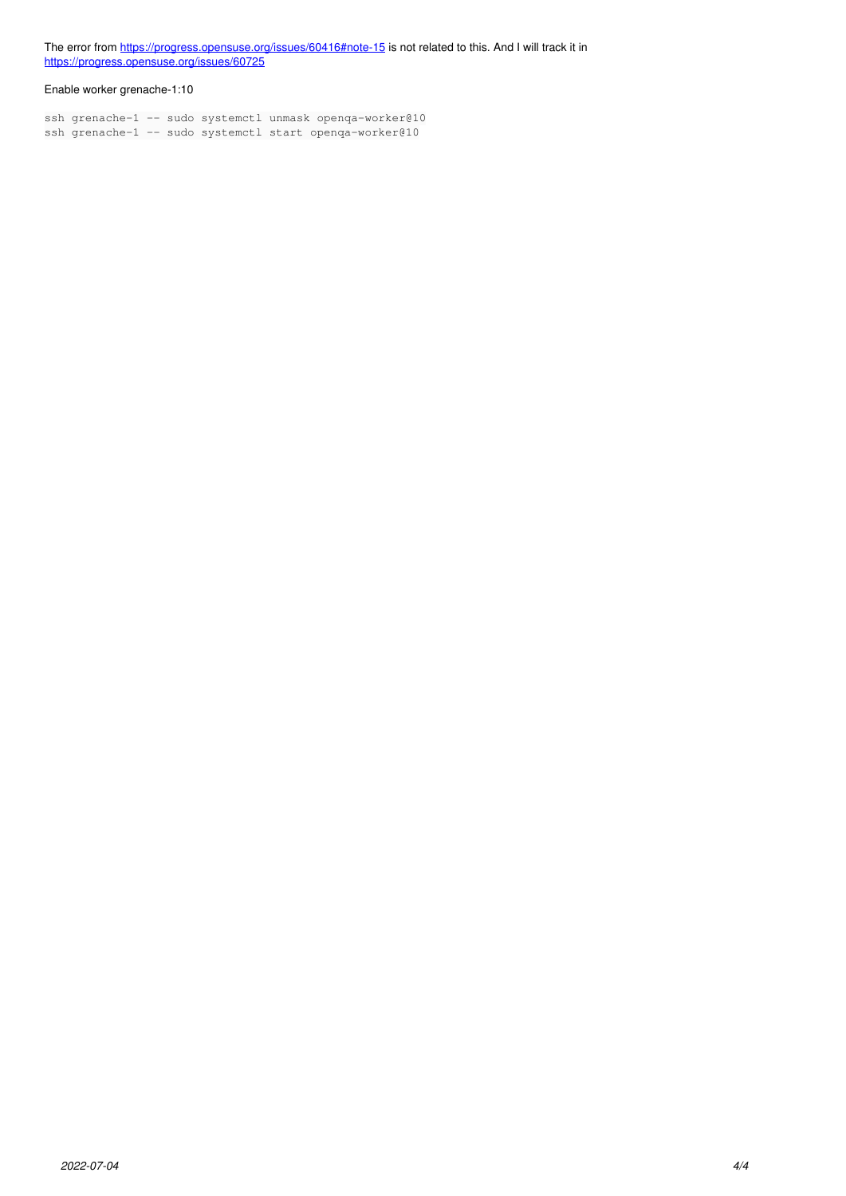The error from https://progress.opensuse.org/issues/60416#note-15 is not related to this. And I will track it in https://progress.opensuse.org/issues/60725

Enable worker grenache-1:10

```
ssh grenache-1 -- sudo systemctl unmask openqa-worker@10
ssh grenache-1 -- sudo systemctl start openqa-worker@10
```